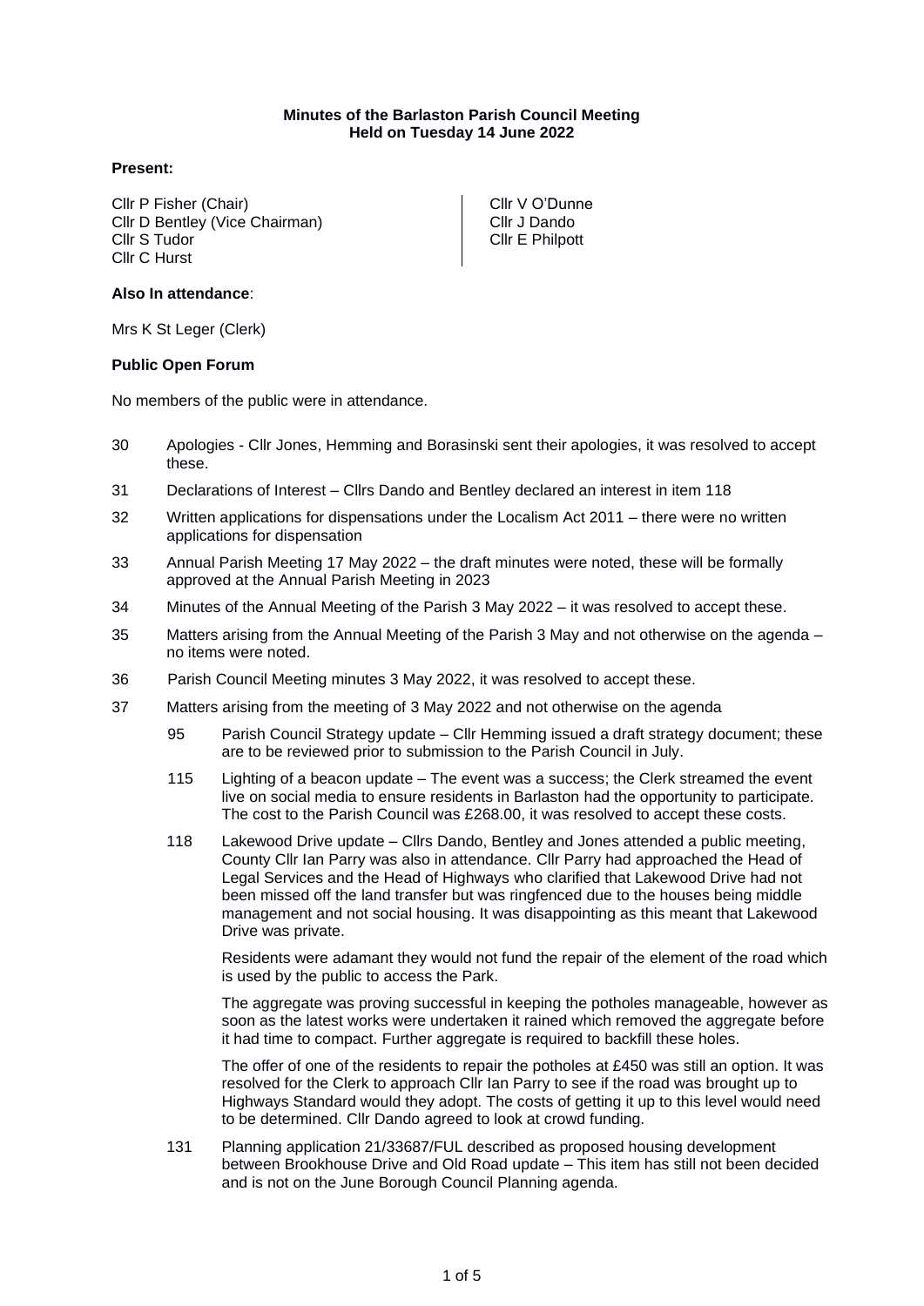**Minutes of the Barlaston Parish Council Meeting**
**Held on Tuesday 14 June 2022**

**Present:**

Cllr P Fisher (Chair)
Cllr D Bentley (Vice Chairman)
Cllr S Tudor
Cllr C Hurst
Cllr V O'Dunne
Cllr J Dando
Cllr E Philpott

**Also In attendance**:

Mrs K St Leger (Clerk)

**Public Open Forum**

No members of the public were in attendance.

30 Apologies - Cllr Jones, Hemming and Borasinski sent their apologies, it was resolved to accept these.

31 Declarations of Interest – Cllrs Dando and Bentley declared an interest in item 118

32 Written applications for dispensations under the Localism Act 2011 – there were no written applications for dispensation

33 Annual Parish Meeting 17 May 2022 – the draft minutes were noted, these will be formally approved at the Annual Parish Meeting in 2023

34 Minutes of the Annual Meeting of the Parish 3 May 2022 – it was resolved to accept these.

35 Matters arising from the Annual Meeting of the Parish 3 May and not otherwise on the agenda – no items were noted.

36 Parish Council Meeting minutes 3 May 2022, it was resolved to accept these.

37 Matters arising from the meeting of 3 May 2022 and not otherwise on the agenda

95 Parish Council Strategy update – Cllr Hemming issued a draft strategy document; these are to be reviewed prior to submission to the Parish Council in July.

115 Lighting of a beacon update – The event was a success; the Clerk streamed the event live on social media to ensure residents in Barlaston had the opportunity to participate. The cost to the Parish Council was £268.00, it was resolved to accept these costs.

118 Lakewood Drive update – Cllrs Dando, Bentley and Jones attended a public meeting, County Cllr Ian Parry was also in attendance. Cllr Parry had approached the Head of Legal Services and the Head of Highways who clarified that Lakewood Drive had not been missed off the land transfer but was ringfenced due to the houses being middle management and not social housing. It was disappointing as this meant that Lakewood Drive was private.

Residents were adamant they would not fund the repair of the element of the road which is used by the public to access the Park.

The aggregate was proving successful in keeping the potholes manageable, however as soon as the latest works were undertaken it rained which removed the aggregate before it had time to compact. Further aggregate is required to backfill these holes.

The offer of one of the residents to repair the potholes at £450 was still an option. It was resolved for the Clerk to approach Cllr Ian Parry to see if the road was brought up to Highways Standard would they adopt. The costs of getting it up to this level would need to be determined. Cllr Dando agreed to look at crowd funding.

131 Planning application 21/33687/FUL described as proposed housing development between Brookhouse Drive and Old Road update – This item has still not been decided and is not on the June Borough Council Planning agenda.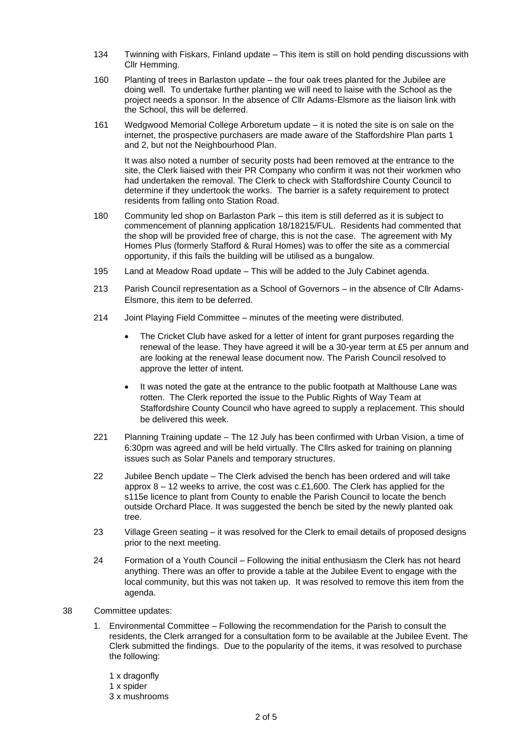134 Twinning with Fiskars, Finland update – This item is still on hold pending discussions with Cllr Hemming.

160 Planting of trees in Barlaston update – the four oak trees planted for the Jubilee are doing well. To undertake further planting we will need to liaise with the School as the project needs a sponsor. In the absence of Cllr Adams-Elsmore as the liaison link with the School, this will be deferred.

161 Wedgwood Memorial College Arboretum update – it is noted the site is on sale on the internet, the prospective purchasers are made aware of the Staffordshire Plan parts 1 and 2, but not the Neighbourhood Plan.

It was also noted a number of security posts had been removed at the entrance to the site, the Clerk liaised with their PR Company who confirm it was not their workmen who had undertaken the removal. The Clerk to check with Staffordshire County Council to determine if they undertook the works. The barrier is a safety requirement to protect residents from falling onto Station Road.

180 Community led shop on Barlaston Park – this item is still deferred as it is subject to commencement of planning application 18/18215/FUL. Residents had commented that the shop will be provided free of charge, this is not the case. The agreement with My Homes Plus (formerly Stafford & Rural Homes) was to offer the site as a commercial opportunity, if this fails the building will be utilised as a bungalow.

195 Land at Meadow Road update – This will be added to the July Cabinet agenda.

213 Parish Council representation as a School of Governors – in the absence of Cllr Adams-Elsmore, this item to be deferred.

214 Joint Playing Field Committee – minutes of the meeting were distributed.

- The Cricket Club have asked for a letter of intent for grant purposes regarding the renewal of the lease. They have agreed it will be a 30-year term at £5 per annum and are looking at the renewal lease document now. The Parish Council resolved to approve the letter of intent.
- It was noted the gate at the entrance to the public footpath at Malthouse Lane was rotten. The Clerk reported the issue to the Public Rights of Way Team at Staffordshire County Council who have agreed to supply a replacement. This should be delivered this week.

221 Planning Training update – The 12 July has been confirmed with Urban Vision, a time of 6:30pm was agreed and will be held virtually. The Cllrs asked for training on planning issues such as Solar Panels and temporary structures.

22 Jubilee Bench update – The Clerk advised the bench has been ordered and will take approx 8 – 12 weeks to arrive, the cost was c.£1,600. The Clerk has applied for the s115e licence to plant from County to enable the Parish Council to locate the bench outside Orchard Place. It was suggested the bench be sited by the newly planted oak tree.

23 Village Green seating – it was resolved for the Clerk to email details of proposed designs prior to the next meeting.

24 Formation of a Youth Council – Following the initial enthusiasm the Clerk has not heard anything. There was an offer to provide a table at the Jubilee Event to engage with the local community, but this was not taken up. It was resolved to remove this item from the agenda.

38 Committee updates:

1. Environmental Committee – Following the recommendation for the Parish to consult the residents, the Clerk arranged for a consultation form to be available at the Jubilee Event. The Clerk submitted the findings. Due to the popularity of the items, it was resolved to purchase the following:

   1 x dragonfly  
   1 x spider  
   3 x mushrooms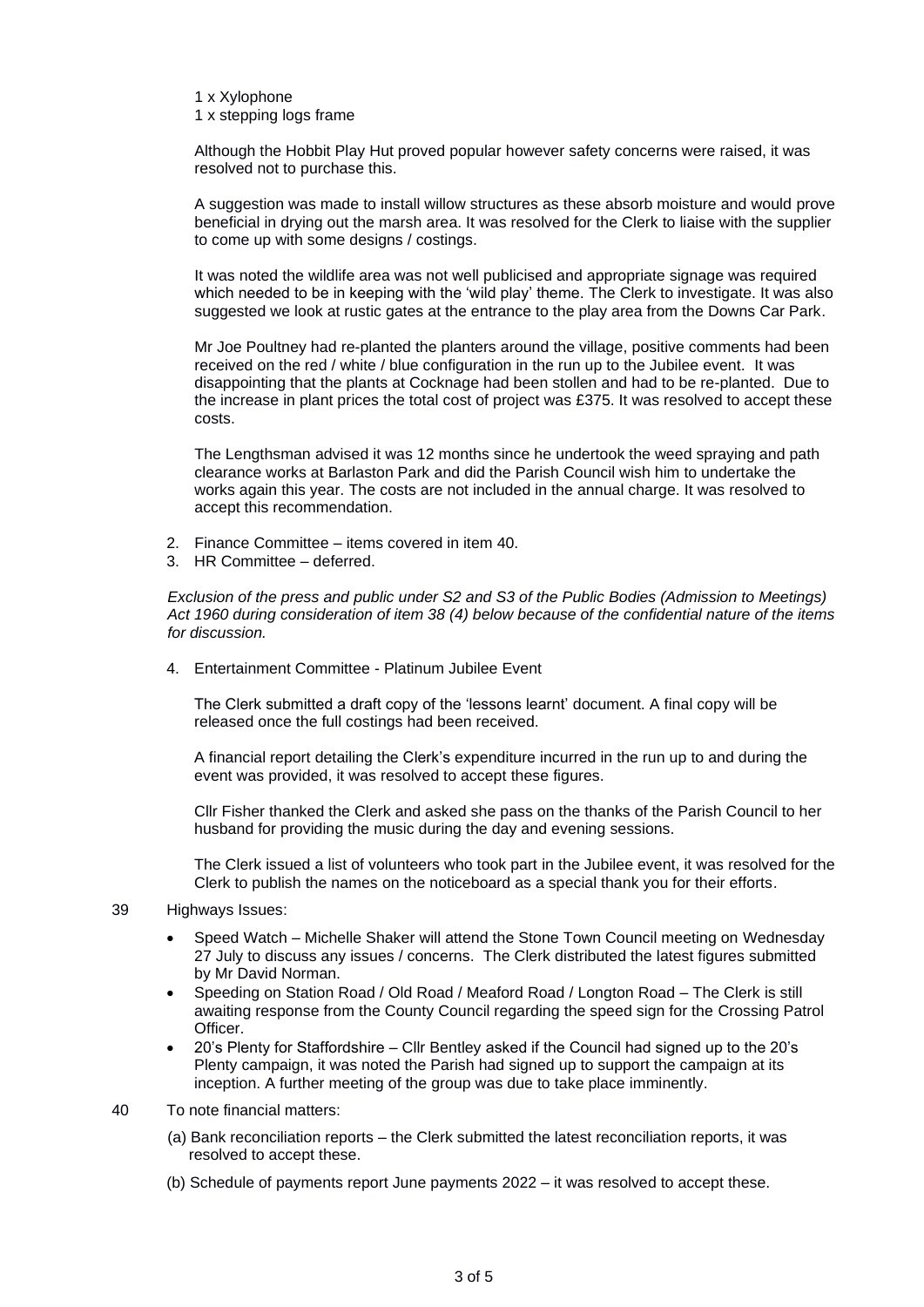1 x Xylophone
1 x stepping logs frame

Although the Hobbit Play Hut proved popular however safety concerns were raised, it was resolved not to purchase this.

A suggestion was made to install willow structures as these absorb moisture and would prove beneficial in drying out the marsh area. It was resolved for the Clerk to liaise with the supplier to come up with some designs / costings.

It was noted the wildlife area was not well publicised and appropriate signage was required which needed to be in keeping with the 'wild play' theme. The Clerk to investigate. It was also suggested we look at rustic gates at the entrance to the play area from the Downs Car Park.

Mr Joe Poultney had re-planted the planters around the village, positive comments had been received on the red / white / blue configuration in the run up to the Jubilee event. It was disappointing that the plants at Cocknage had been stollen and had to be re-planted. Due to the increase in plant prices the total cost of project was £375. It was resolved to accept these costs.

The Lengthsman advised it was 12 months since he undertook the weed spraying and path clearance works at Barlaston Park and did the Parish Council wish him to undertake the works again this year. The costs are not included in the annual charge. It was resolved to accept this recommendation.

2. Finance Committee – items covered in item 40.
3. HR Committee – deferred.

*Exclusion of the press and public under S2 and S3 of the Public Bodies (Admission to Meetings) Act 1960 during consideration of item 38 (4) below because of the confidential nature of the items for discussion.*

4. Entertainment Committee - Platinum Jubilee Event

   The Clerk submitted a draft copy of the 'lessons learnt' document. A final copy will be released once the full costings had been received.

   A financial report detailing the Clerk's expenditure incurred in the run up to and during the event was provided, it was resolved to accept these figures.

   Cllr Fisher thanked the Clerk and asked she pass on the thanks of the Parish Council to her husband for providing the music during the day and evening sessions.

   The Clerk issued a list of volunteers who took part in the Jubilee event, it was resolved for the Clerk to publish the names on the noticeboard as a special thank you for their efforts.

39 Highways Issues:

- Speed Watch – Michelle Shaker will attend the Stone Town Council meeting on Wednesday 27 July to discuss any issues / concerns. The Clerk distributed the latest figures submitted by Mr David Norman.
- Speeding on Station Road / Old Road / Meaford Road / Longton Road – The Clerk is still awaiting response from the County Council regarding the speed sign for the Crossing Patrol Officer.
- 20's Plenty for Staffordshire – Cllr Bentley asked if the Council had signed up to the 20's Plenty campaign, it was noted the Parish had signed up to support the campaign at its inception. A further meeting of the group was due to take place imminently.

40 To note financial matters:

(a) Bank reconciliation reports – the Clerk submitted the latest reconciliation reports, it was resolved to accept these.

(b) Schedule of payments report June payments 2022 – it was resolved to accept these.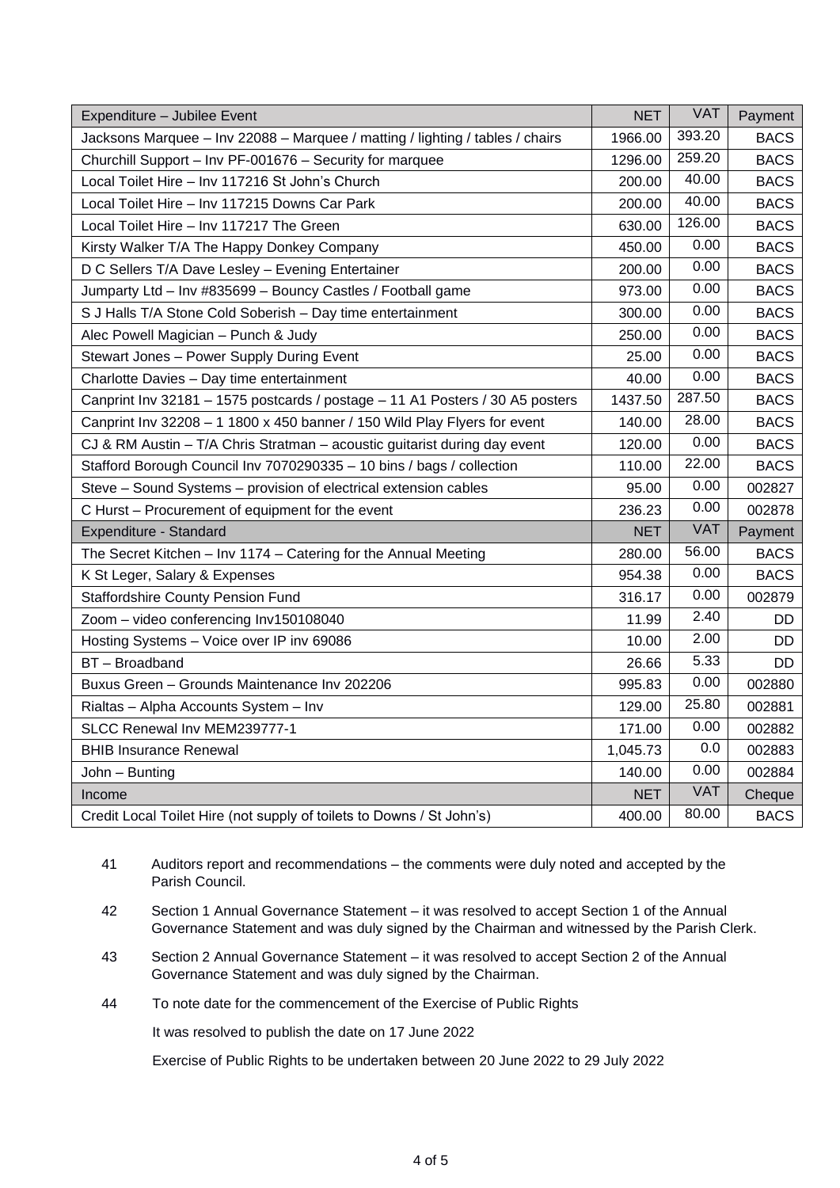| Expenditure – Jubilee Event | NET | VAT | Payment |
|---|---|---|---|
| Jacksons Marquee – Inv 22088 – Marquee / matting / lighting / tables / chairs | 1966.00 | 393.20 | BACS |
| Churchill Support – Inv PF-001676 – Security for marquee | 1296.00 | 259.20 | BACS |
| Local Toilet Hire – Inv 117216 St John's Church | 200.00 | 40.00 | BACS |
| Local Toilet Hire – Inv 117215 Downs Car Park | 200.00 | 40.00 | BACS |
| Local Toilet Hire – Inv 117217 The Green | 630.00 | 126.00 | BACS |
| Kirsty Walker T/A The Happy Donkey Company | 450.00 | 0.00 | BACS |
| D C Sellers T/A Dave Lesley – Evening Entertainer | 200.00 | 0.00 | BACS |
| Jumparty Ltd – Inv #835699 – Bouncy Castles / Football game | 973.00 | 0.00 | BACS |
| S J Halls T/A Stone Cold Soberish – Day time entertainment | 300.00 | 0.00 | BACS |
| Alec Powell Magician – Punch & Judy | 250.00 | 0.00 | BACS |
| Stewart Jones – Power Supply During Event | 25.00 | 0.00 | BACS |
| Charlotte Davies – Day time entertainment | 40.00 | 0.00 | BACS |
| Canprint Inv 32181 – 1575 postcards / postage – 11 A1 Posters / 30 A5 posters | 1437.50 | 287.50 | BACS |
| Canprint Inv 32208 – 1 1800 x 450 banner / 150 Wild Play Flyers for event | 140.00 | 28.00 | BACS |
| CJ & RM Austin – T/A Chris Stratman – acoustic guitarist during day event | 120.00 | 0.00 | BACS |
| Stafford Borough Council Inv 7070290335 – 10 bins / bags / collection | 110.00 | 22.00 | BACS |
| Steve – Sound Systems – provision of electrical extension cables | 95.00 | 0.00 | 002827 |
| C Hurst – Procurement of equipment for the event | 236.23 | 0.00 | 002878 |
| **Expenditure - Standard** | **NET** | **VAT** | **Payment** |
| The Secret Kitchen – Inv 1174 – Catering for the Annual Meeting | 280.00 | 56.00 | BACS |
| K St Leger, Salary & Expenses | 954.38 | 0.00 | BACS |
| Staffordshire County Pension Fund | 316.17 | 0.00 | 002879 |
| Zoom – video conferencing Inv150108040 | 11.99 | 2.40 | DD |
| Hosting Systems – Voice over IP inv 69086 | 10.00 | 2.00 | DD |
| BT – Broadband | 26.66 | 5.33 | DD |
| Buxus Green – Grounds Maintenance Inv 202206 | 995.83 | 0.00 | 002880 |
| Rialtas – Alpha Accounts System – Inv | 129.00 | 25.80 | 002881 |
| SLCC Renewal Inv MEM239777-1 | 171.00 | 0.00 | 002882 |
| BHIB Insurance Renewal | 1,045.73 | 0.0 | 002883 |
| John – Bunting | 140.00 | 0.00 | 002884 |
| **Income** | **NET** | **VAT** | **Cheque** |
| Credit Local Toilet Hire (not supply of toilets to Downs / St John's) | 400.00 | 80.00 | BACS |

41 Auditors report and recommendations – the comments were duly noted and accepted by the Parish Council.

42 Section 1 Annual Governance Statement – it was resolved to accept Section 1 of the Annual Governance Statement and was duly signed by the Chairman and witnessed by the Parish Clerk.

43 Section 2 Annual Governance Statement – it was resolved to accept Section 2 of the Annual Governance Statement and was duly signed by the Chairman.

44 To note date for the commencement of the Exercise of Public Rights

It was resolved to publish the date on 17 June 2022

Exercise of Public Rights to be undertaken between 20 June 2022 to 29 July 2022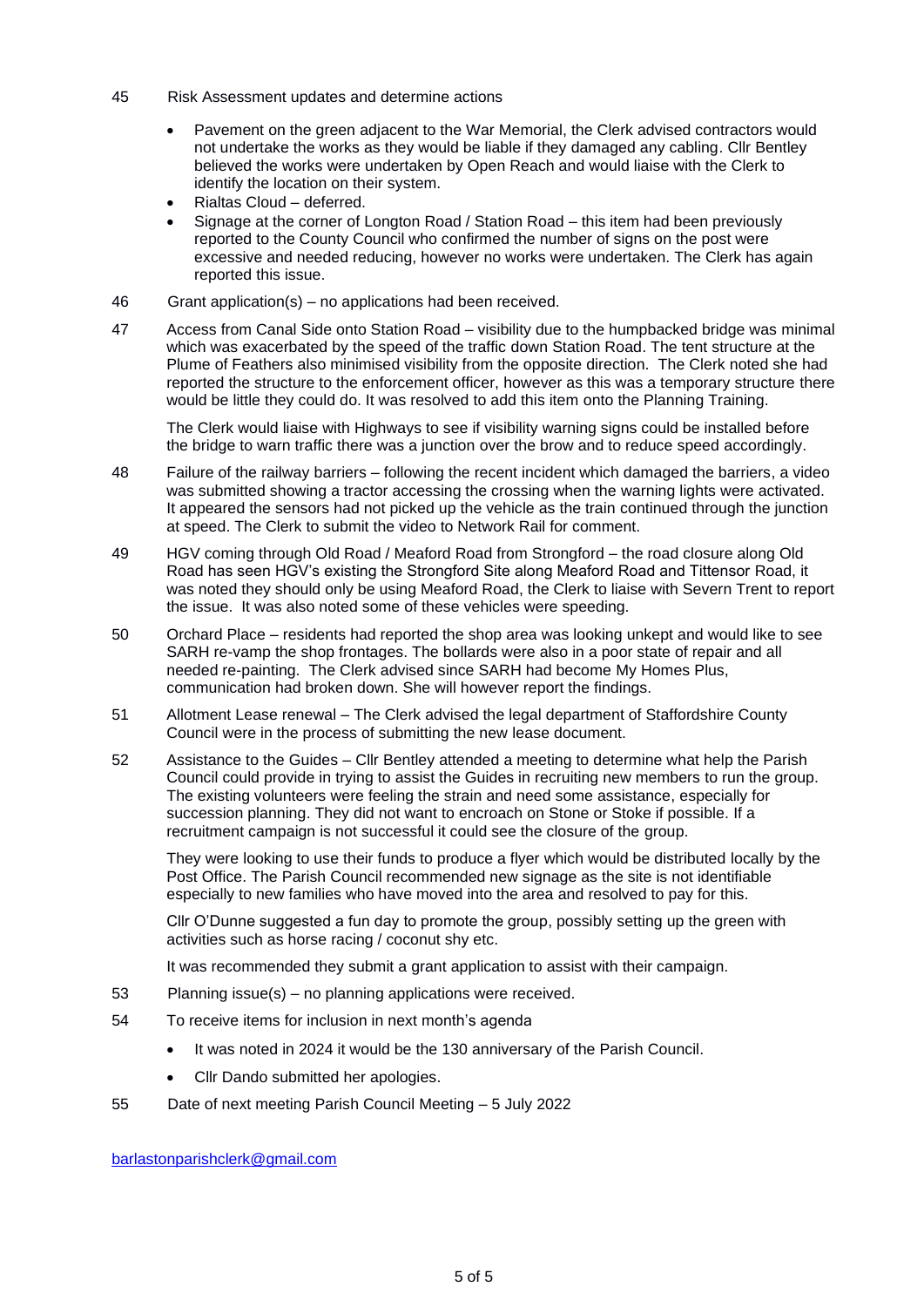45 Risk Assessment updates and determine actions

- Pavement on the green adjacent to the War Memorial, the Clerk advised contractors would not undertake the works as they would be liable if they damaged any cabling. Cllr Bentley believed the works were undertaken by Open Reach and would liaise with the Clerk to identify the location on their system.
- Rialtas Cloud – deferred.
- Signage at the corner of Longton Road / Station Road – this item had been previously reported to the County Council who confirmed the number of signs on the post were excessive and needed reducing, however no works were undertaken. The Clerk has again reported this issue.

46 Grant application(s) – no applications had been received.

47 Access from Canal Side onto Station Road – visibility due to the humpbacked bridge was minimal which was exacerbated by the speed of the traffic down Station Road. The tent structure at the Plume of Feathers also minimised visibility from the opposite direction. The Clerk noted she had reported the structure to the enforcement officer, however as this was a temporary structure there would be little they could do. It was resolved to add this item onto the Planning Training.

The Clerk would liaise with Highways to see if visibility warning signs could be installed before the bridge to warn traffic there was a junction over the brow and to reduce speed accordingly.

48 Failure of the railway barriers – following the recent incident which damaged the barriers, a video was submitted showing a tractor accessing the crossing when the warning lights were activated. It appeared the sensors had not picked up the vehicle as the train continued through the junction at speed. The Clerk to submit the video to Network Rail for comment.

49 HGV coming through Old Road / Meaford Road from Strongford – the road closure along Old Road has seen HGV's existing the Strongford Site along Meaford Road and Tittensor Road, it was noted they should only be using Meaford Road, the Clerk to liaise with Severn Trent to report the issue. It was also noted some of these vehicles were speeding.

50 Orchard Place – residents had reported the shop area was looking unkept and would like to see SARH re-vamp the shop frontages. The bollards were also in a poor state of repair and all needed re-painting. The Clerk advised since SARH had become My Homes Plus, communication had broken down. She will however report the findings.

51 Allotment Lease renewal – The Clerk advised the legal department of Staffordshire County Council were in the process of submitting the new lease document.

52 Assistance to the Guides – Cllr Bentley attended a meeting to determine what help the Parish Council could provide in trying to assist the Guides in recruiting new members to run the group. The existing volunteers were feeling the strain and need some assistance, especially for succession planning. They did not want to encroach on Stone or Stoke if possible. If a recruitment campaign is not successful it could see the closure of the group.

They were looking to use their funds to produce a flyer which would be distributed locally by the Post Office. The Parish Council recommended new signage as the site is not identifiable especially to new families who have moved into the area and resolved to pay for this.

Cllr O'Dunne suggested a fun day to promote the group, possibly setting up the green with activities such as horse racing / coconut shy etc.

It was recommended they submit a grant application to assist with their campaign.

53 Planning issue(s) – no planning applications were received.

54 To receive items for inclusion in next month's agenda

- It was noted in 2024 it would be the 130 anniversary of the Parish Council.
- Cllr Dando submitted her apologies.

55 Date of next meeting Parish Council Meeting – 5 July 2022

barlastonparishclerk@gmail.com